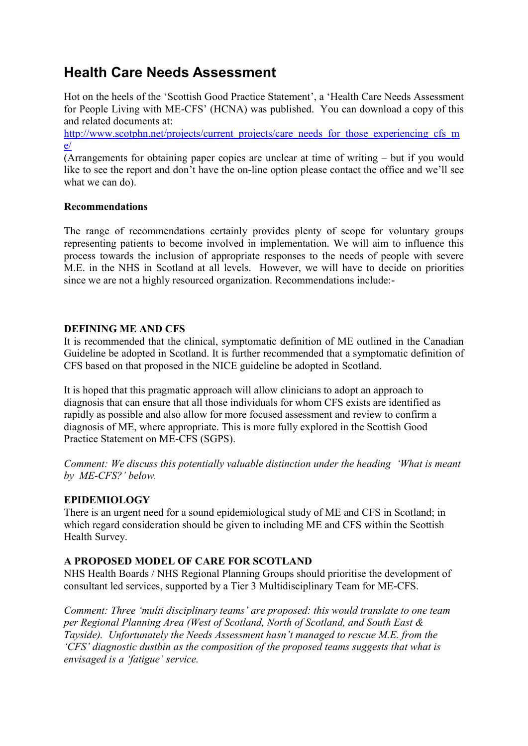# Health Care Needs Assessment

Hot on the heels of the 'Scottish Good Practice Statement', a 'Health Care Needs Assessment for People Living with ME-CFS' (HCNA) was published. You can download a copy of this and related documents at:
[http://www.scotphn.net/projects/current_projects/care_needs_for_those_experiencing_cfs_me/](http://www.scotphn.net/projects/current_projects/care_needs_for_those_experiencing_cfs_me/)
(Arrangements for obtaining paper copies are unclear at time of writing – but if you would like to see the report and don't have the on-line option please contact the office and we'll see what we can do).

**Recommendations**

The range of recommendations certainly provides plenty of scope for voluntary groups representing patients to become involved in implementation. We will aim to influence this process towards the inclusion of appropriate responses to the needs of people with severe M.E. in the NHS in Scotland at all levels. However, we will have to decide on priorities since we are not a highly resourced organization. Recommendations include:-

**DEFINING ME AND CFS**
It is recommended that the clinical, symptomatic definition of ME outlined in the Canadian Guideline be adopted in Scotland. It is further recommended that a symptomatic definition of CFS based on that proposed in the NICE guideline be adopted in Scotland.

It is hoped that this pragmatic approach will allow clinicians to adopt an approach to diagnosis that can ensure that all those individuals for whom CFS exists are identified as rapidly as possible and also allow for more focused assessment and review to confirm a diagnosis of ME, where appropriate. This is more fully explored in the Scottish Good Practice Statement on ME-CFS (SGPS).

*Comment: We discuss this potentially valuable distinction under the heading 'What is meant by ME-CFS?' below.*

**EPIDEMIOLOGY**
There is an urgent need for a sound epidemiological study of ME and CFS in Scotland; in which regard consideration should be given to including ME and CFS within the Scottish Health Survey.

**A PROPOSED MODEL OF CARE FOR SCOTLAND**
NHS Health Boards / NHS Regional Planning Groups should prioritise the development of consultant led services, supported by a Tier 3 Multidisciplinary Team for ME-CFS.

*Comment: Three 'multi disciplinary teams' are proposed: this would translate to one team per Regional Planning Area (West of Scotland, North of Scotland, and South East & Tayside). Unfortunately the Needs Assessment hasn't managed to rescue M.E. from the 'CFS' diagnostic dustbin as the composition of the proposed teams suggests that what is envisaged is a 'fatigue' service.*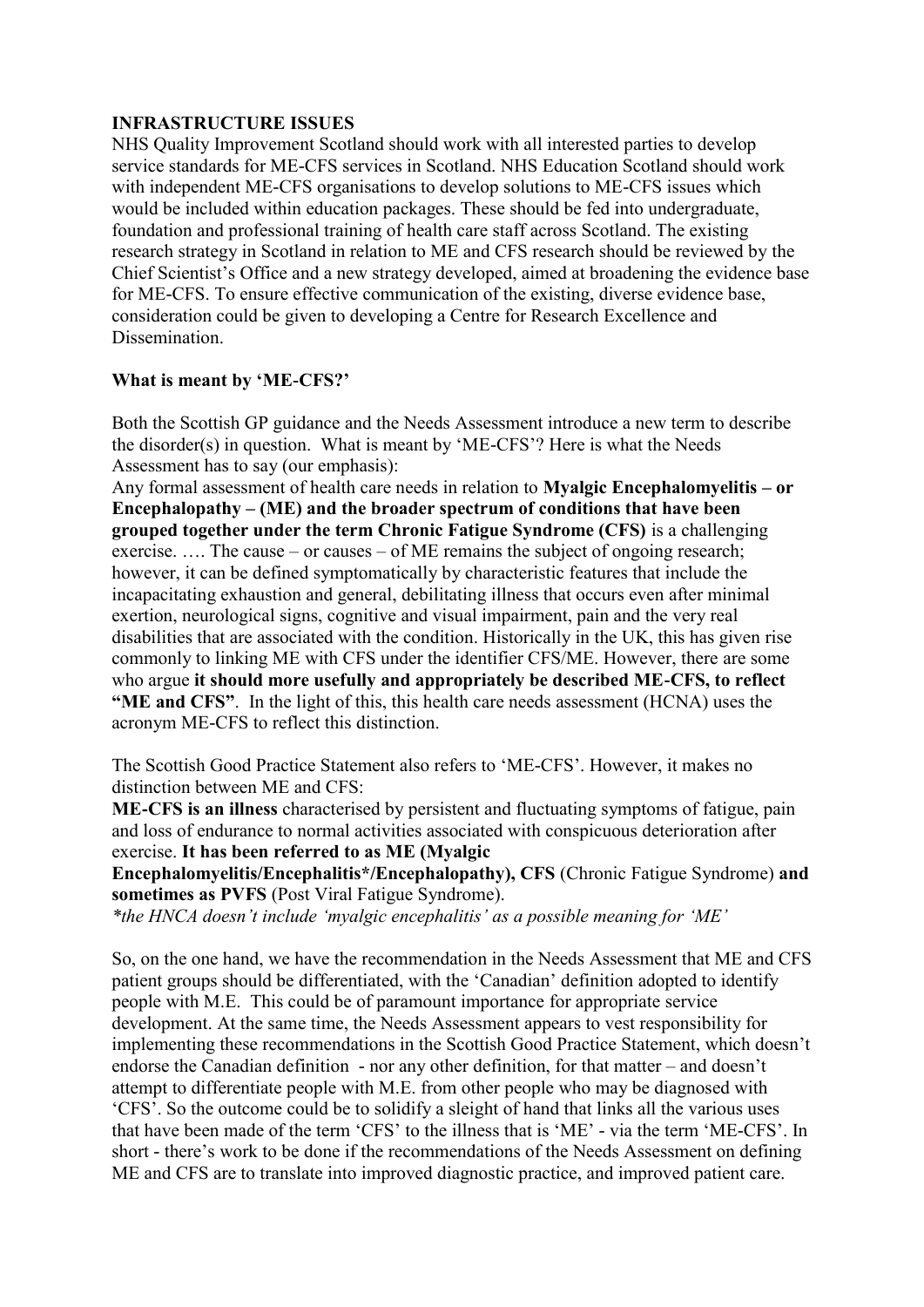**INFRASTRUCTURE ISSUES**
NHS Quality Improvement Scotland should work with all interested parties to develop service standards for ME-CFS services in Scotland. NHS Education Scotland should work with independent ME-CFS organisations to develop solutions to ME-CFS issues which would be included within education packages. These should be fed into undergraduate, foundation and professional training of health care staff across Scotland. The existing research strategy in Scotland in relation to ME and CFS research should be reviewed by the Chief Scientist's Office and a new strategy developed, aimed at broadening the evidence base for ME-CFS. To ensure effective communication of the existing, diverse evidence base, consideration could be given to developing a Centre for Research Excellence and Dissemination.

**What is meant by 'ME-CFS?'**

Both the Scottish GP guidance and the Needs Assessment introduce a new term to describe the disorder(s) in question. What is meant by 'ME-CFS'? Here is what the Needs Assessment has to say (our emphasis):
Any formal assessment of health care needs in relation to **Myalgic Encephalomyelitis – or Encephalopathy – (ME) and the broader spectrum of conditions that have been grouped together under the term Chronic Fatigue Syndrome (CFS)** is a challenging exercise. …. The cause – or causes – of ME remains the subject of ongoing research; however, it can be defined symptomatically by characteristic features that include the incapacitating exhaustion and general, debilitating illness that occurs even after minimal exertion, neurological signs, cognitive and visual impairment, pain and the very real disabilities that are associated with the condition. Historically in the UK, this has given rise commonly to linking ME with CFS under the identifier CFS/ME. However, there are some who argue **it should more usefully and appropriately be described ME-CFS, to reflect "ME and CFS"**. In the light of this, this health care needs assessment (HCNA) uses the acronym ME-CFS to reflect this distinction.

The Scottish Good Practice Statement also refers to 'ME-CFS'. However, it makes no distinction between ME and CFS:
**ME-CFS is an illness** characterised by persistent and fluctuating symptoms of fatigue, pain and loss of endurance to normal activities associated with conspicuous deterioration after exercise. **It has been referred to as ME (Myalgic Encephalomyelitis/Encephalitis*/Encephalopathy), CFS** (Chronic Fatigue Syndrome) **and sometimes as PVFS** (Post Viral Fatigue Syndrome).
*\*the HNCA doesn't include 'myalgic encephalitis' as a possible meaning for 'ME'*

So, on the one hand, we have the recommendation in the Needs Assessment that ME and CFS patient groups should be differentiated, with the 'Canadian' definition adopted to identify people with M.E. This could be of paramount importance for appropriate service development. At the same time, the Needs Assessment appears to vest responsibility for implementing these recommendations in the Scottish Good Practice Statement, which doesn't endorse the Canadian definition - nor any other definition, for that matter – and doesn't attempt to differentiate people with M.E. from other people who may be diagnosed with 'CFS'. So the outcome could be to solidify a sleight of hand that links all the various uses that have been made of the term 'CFS' to the illness that is 'ME' - via the term 'ME-CFS'. In short - there's work to be done if the recommendations of the Needs Assessment on defining ME and CFS are to translate into improved diagnostic practice, and improved patient care.